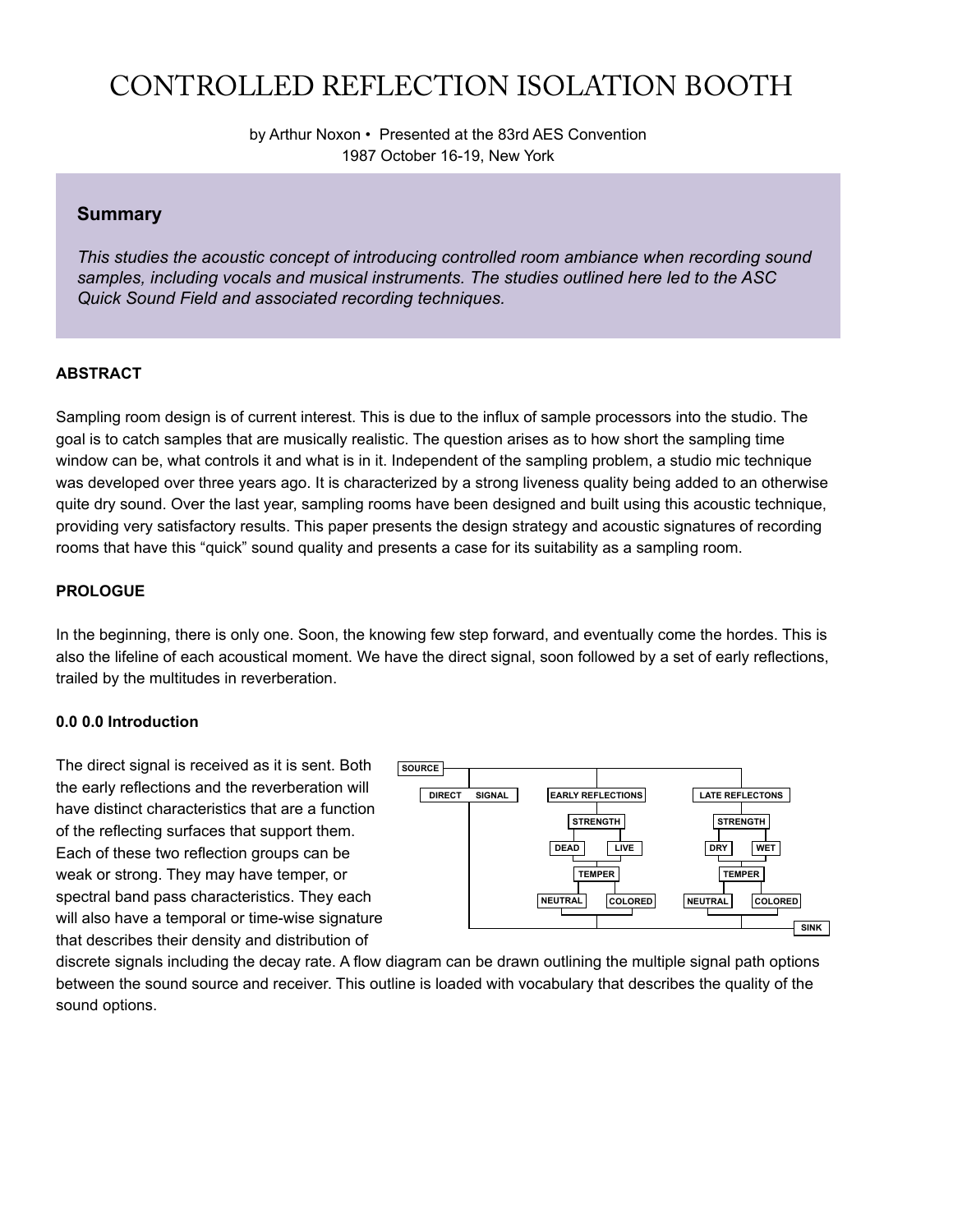# CONTROLLED REFLECTION ISOLATION BOOTH

by Arthur Noxon • Presented at the 83rd AES Convention
1987 October 16-19, New York

## Summary

*This studies the acoustic concept of introducing controlled room ambiance when recording sound samples, including vocals and musical instruments. The studies outlined here led to the ASC Quick Sound Field and associated recording techniques.*

### ABSTRACT

Sampling room design is of current interest. This is due to the influx of sample processors into the studio. The goal is to catch samples that are musically realistic. The question arises as to how short the sampling time window can be, what controls it and what is in it. Independent of the sampling problem, a studio mic technique was developed over three years ago. It is characterized by a strong liveness quality being added to an otherwise quite dry sound. Over the last year, sampling rooms have been designed and built using this acoustic technique, providing very satisfactory results. This paper presents the design strategy and acoustic signatures of recording rooms that have this "quick" sound quality and presents a case for its suitability as a sampling room.

### PROLOGUE

In the beginning, there is only one. Soon, the knowing few step forward, and eventually come the hordes. This is also the lifeline of each acoustical moment. We have the direct signal, soon followed by a set of early reflections, trailed by the multitudes in reverberation.

### 0.0 0.0 Introduction

The direct signal is received as it is sent. Both the early reflections and the reverberation will have distinct characteristics that are a function of the reflecting surfaces that support them. Each of these two reflection groups can be weak or strong. They may have temper, or spectral band pass characteristics. They each will also have a temporal or time-wise signature that describes their density and distribution of discrete signals including the decay rate. A flow diagram can be drawn outlining the multiple signal path options between the sound source and receiver. This outline is loaded with vocabulary that describes the quality of the sound options.

SOURCE → DIRECT SIGNAL; EARLY REFLECTIONS → STRENGTH (DEAD / LIVE) → TEMPER (NEUTRAL / COLORED); LATE REFLECTONS → STRENGTH (DRY / WET) → TEMPER (NEUTRAL / COLORED) → SINK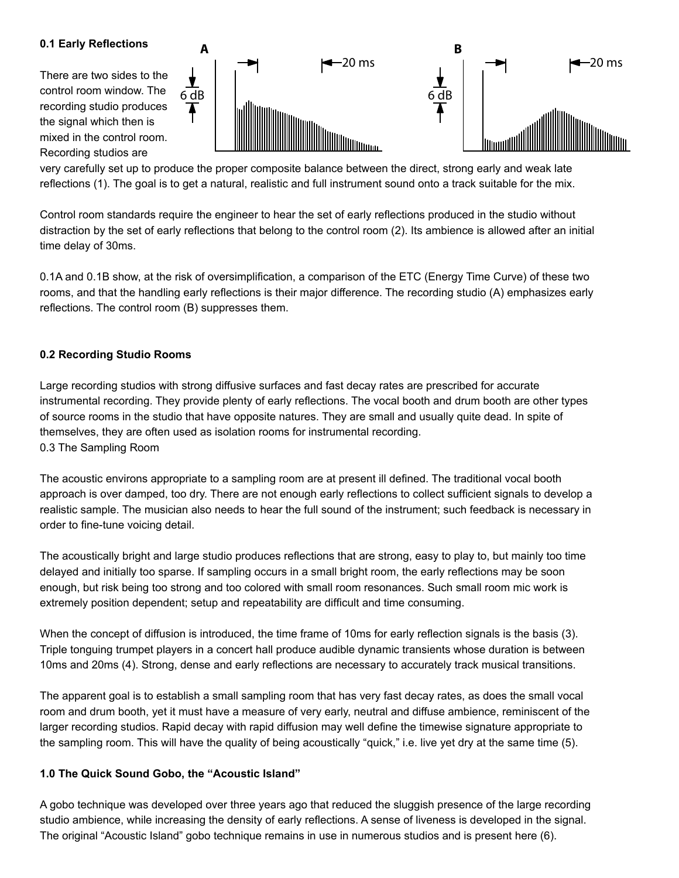### 0.1 Early Reflections

There are two sides to the control room window. The recording studio produces the signal which then is mixed in the control room. Recording studios are very carefully set up to produce the proper composite balance between the direct, strong early and weak late reflections (1). The goal is to get a natural, realistic and full instrument sound onto a track suitable for the mix.

Control room standards require the engineer to hear the set of early reflections produced in the studio without distraction by the set of early reflections that belong to the control room (2). Its ambience is allowed after an initial time delay of 30ms.

0.1A and 0.1B show, at the risk of oversimplification, a comparison of the ETC (Energy Time Curve) of these two rooms, and that the handling early reflections is their major difference. The recording studio (A) emphasizes early reflections. The control room (B) suppresses them.

### 0.2 Recording Studio Rooms

Large recording studios with strong diffusive surfaces and fast decay rates are prescribed for accurate instrumental recording. They provide plenty of early reflections. The vocal booth and drum booth are other types of source rooms in the studio that have opposite natures. They are small and usually quite dead. In spite of themselves, they are often used as isolation rooms for instrumental recording.

0.3 The Sampling Room

The acoustic environs appropriate to a sampling room are at present ill defined. The traditional vocal booth approach is over damped, too dry. There are not enough early reflections to collect sufficient signals to develop a realistic sample. The musician also needs to hear the full sound of the instrument; such feedback is necessary in order to fine-tune voicing detail.

The acoustically bright and large studio produces reflections that are strong, easy to play to, but mainly too time delayed and initially too sparse. If sampling occurs in a small bright room, the early reflections may be soon enough, but risk being too strong and too colored with small room resonances. Such small room mic work is extremely position dependent; setup and repeatability are difficult and time consuming.

When the concept of diffusion is introduced, the time frame of 10ms for early reflection signals is the basis (3). Triple tonguing trumpet players in a concert hall produce audible dynamic transients whose duration is between 10ms and 20ms (4). Strong, dense and early reflections are necessary to accurately track musical transitions.

The apparent goal is to establish a small sampling room that has very fast decay rates, as does the small vocal room and drum booth, yet it must have a measure of very early, neutral and diffuse ambience, reminiscent of the larger recording studios. Rapid decay with rapid diffusion may well define the timewise signature appropriate to the sampling room. This will have the quality of being acoustically "quick," i.e. live yet dry at the same time (5).

### 1.0 The Quick Sound Gobo, the "Acoustic Island"

A gobo technique was developed over three years ago that reduced the sluggish presence of the large recording studio ambience, while increasing the density of early reflections. A sense of liveness is developed in the signal. The original "Acoustic Island" gobo technique remains in use in numerous studios and is present here (6).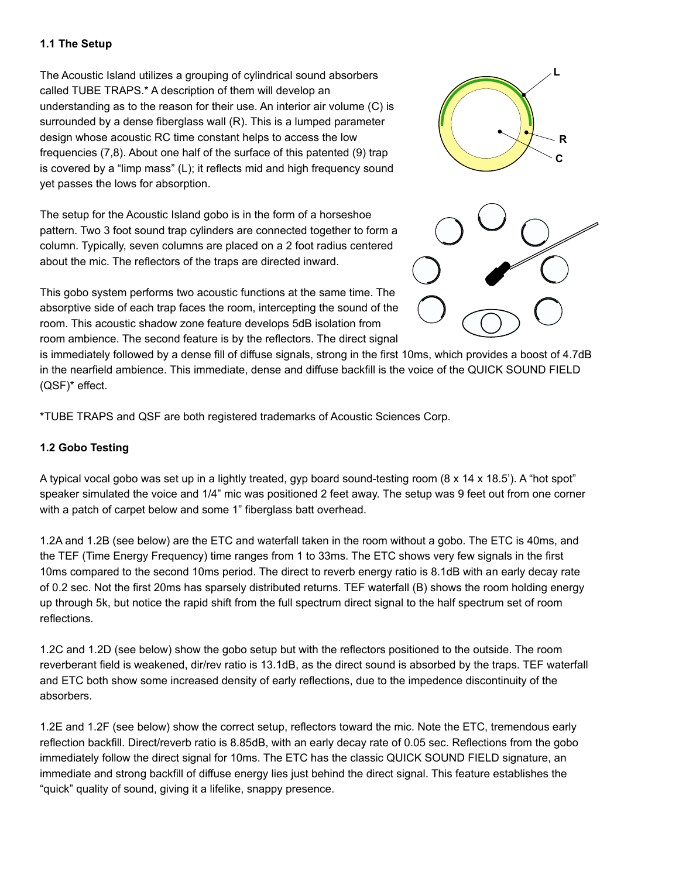### 1.1 The Setup

The Acoustic Island utilizes a grouping of cylindrical sound absorbers called TUBE TRAPS.* A description of them will develop an understanding as to the reason for their use. An interior air volume (C) is surrounded by a dense fiberglass wall (R). This is a lumped parameter design whose acoustic RC time constant helps to access the low frequencies (7,8). About one half of the surface of this patented (9) trap is covered by a "limp mass" (L); it reflects mid and high frequency sound yet passes the lows for absorption.

The setup for the Acoustic Island gobo is in the form of a horseshoe pattern. Two 3 foot sound trap cylinders are connected together to form a column. Typically, seven columns are placed on a 2 foot radius centered about the mic. The reflectors of the traps are directed inward.

This gobo system performs two acoustic functions at the same time. The absorptive side of each trap faces the room, intercepting the sound of the room. This acoustic shadow zone feature develops 5dB isolation from room ambience. The second feature is by the reflectors. The direct signal is immediately followed by a dense fill of diffuse signals, strong in the first 10ms, which provides a boost of 4.7dB in the nearfield ambience. This immediate, dense and diffuse backfill is the voice of the QUICK SOUND FIELD (QSF)* effect.

*TUBE TRAPS and QSF are both registered trademarks of Acoustic Sciences Corp.

### 1.2 Gobo Testing

A typical vocal gobo was set up in a lightly treated, gyp board sound-testing room (8 x 14 x 18.5'). A "hot spot" speaker simulated the voice and 1/4" mic was positioned 2 feet away. The setup was 9 feet out from one corner with a patch of carpet below and some 1" fiberglass batt overhead.

1.2A and 1.2B (see below) are the ETC and waterfall taken in the room without a gobo. The ETC is 40ms, and the TEF (Time Energy Frequency) time ranges from 1 to 33ms. The ETC shows very few signals in the first 10ms compared to the second 10ms period. The direct to reverb energy ratio is 8.1dB with an early decay rate of 0.2 sec. Not the first 20ms has sparsely distributed returns. TEF waterfall (B) shows the room holding energy up through 5k, but notice the rapid shift from the full spectrum direct signal to the half spectrum set of room reflections.

1.2C and 1.2D (see below) show the gobo setup but with the reflectors positioned to the outside. The room reverberant field is weakened, dir/rev ratio is 13.1dB, as the direct sound is absorbed by the traps. TEF waterfall and ETC both show some increased density of early reflections, due to the impedence discontinuity of the absorbers.

1.2E and 1.2F (see below) show the correct setup, reflectors toward the mic. Note the ETC, tremendous early reflection backfill. Direct/reverb ratio is 8.85dB, with an early decay rate of 0.05 sec. Reflections from the gobo immediately follow the direct signal for 10ms. The ETC has the classic QUICK SOUND FIELD signature, an immediate and strong backfill of diffuse energy lies just behind the direct signal. This feature establishes the "quick" quality of sound, giving it a lifelike, snappy presence.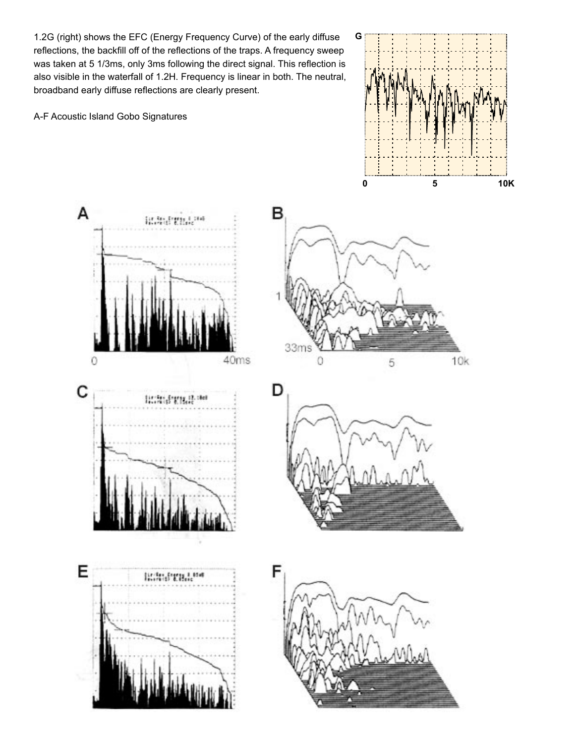1.2G (right) shows the EFC (Energy Frequency Curve) of the early diffuse reflections, the backfill off of the reflections of the traps. A frequency sweep was taken at 5 1/3ms, only 3ms following the direct signal. This reflection is also visible in the waterfall of 1.2H. Frequency is linear in both. The neutral, broadband early diffuse reflections are clearly present.

A-F Acoustic Island Gobo Signatures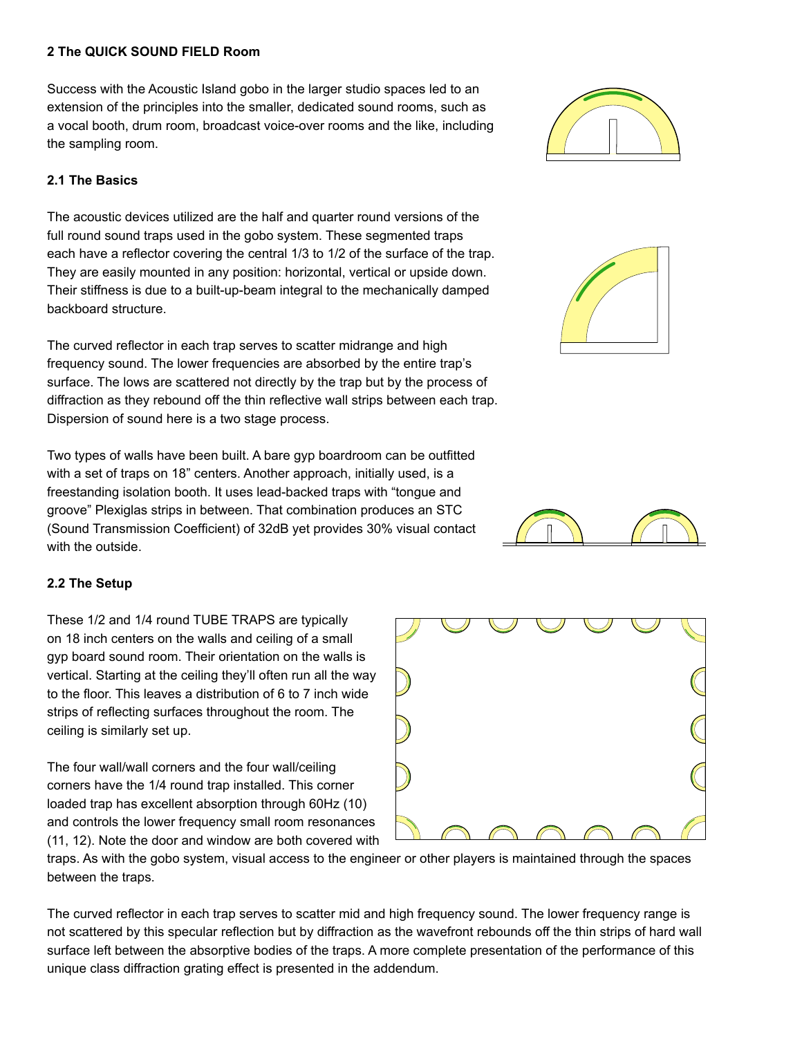## 2 The QUICK SOUND FIELD Room

Success with the Acoustic Island gobo in the larger studio spaces led to an extension of the principles into the smaller, dedicated sound rooms, such as a vocal booth, drum room, broadcast voice-over rooms and the like, including the sampling room.

### 2.1 The Basics

The acoustic devices utilized are the half and quarter round versions of the full round sound traps used in the gobo system. These segmented traps each have a reflector covering the central 1/3 to 1/2 of the surface of the trap. They are easily mounted in any position: horizontal, vertical or upside down. Their stiffness is due to a built-up-beam integral to the mechanically damped backboard structure.

The curved reflector in each trap serves to scatter midrange and high frequency sound. The lower frequencies are absorbed by the entire trap's surface. The lows are scattered not directly by the trap but by the process of diffraction as they rebound off the thin reflective wall strips between each trap. Dispersion of sound here is a two stage process.

Two types of walls have been built. A bare gyp boardroom can be outfitted with a set of traps on 18" centers. Another approach, initially used, is a freestanding isolation booth. It uses lead-backed traps with "tongue and groove" Plexiglas strips in between. That combination produces an STC (Sound Transmission Coefficient) of 32dB yet provides 30% visual contact with the outside.

### 2.2 The Setup

These 1/2 and 1/4 round TUBE TRAPS are typically on 18 inch centers on the walls and ceiling of a small gyp board sound room. Their orientation on the walls is vertical. Starting at the ceiling they'll often run all the way to the floor. This leaves a distribution of 6 to 7 inch wide strips of reflecting surfaces throughout the room. The ceiling is similarly set up.

The four wall/wall corners and the four wall/ceiling corners have the 1/4 round trap installed. This corner loaded trap has excellent absorption through 60Hz (10) and controls the lower frequency small room resonances (11, 12). Note the door and window are both covered with traps. As with the gobo system, visual access to the engineer or other players is maintained through the spaces between the traps.

The curved reflector in each trap serves to scatter mid and high frequency sound. The lower frequency range is not scattered by this specular reflection but by diffraction as the wavefront rebounds off the thin strips of hard wall surface left between the absorptive bodies of the traps. A more complete presentation of the performance of this unique class diffraction grating effect is presented in the addendum.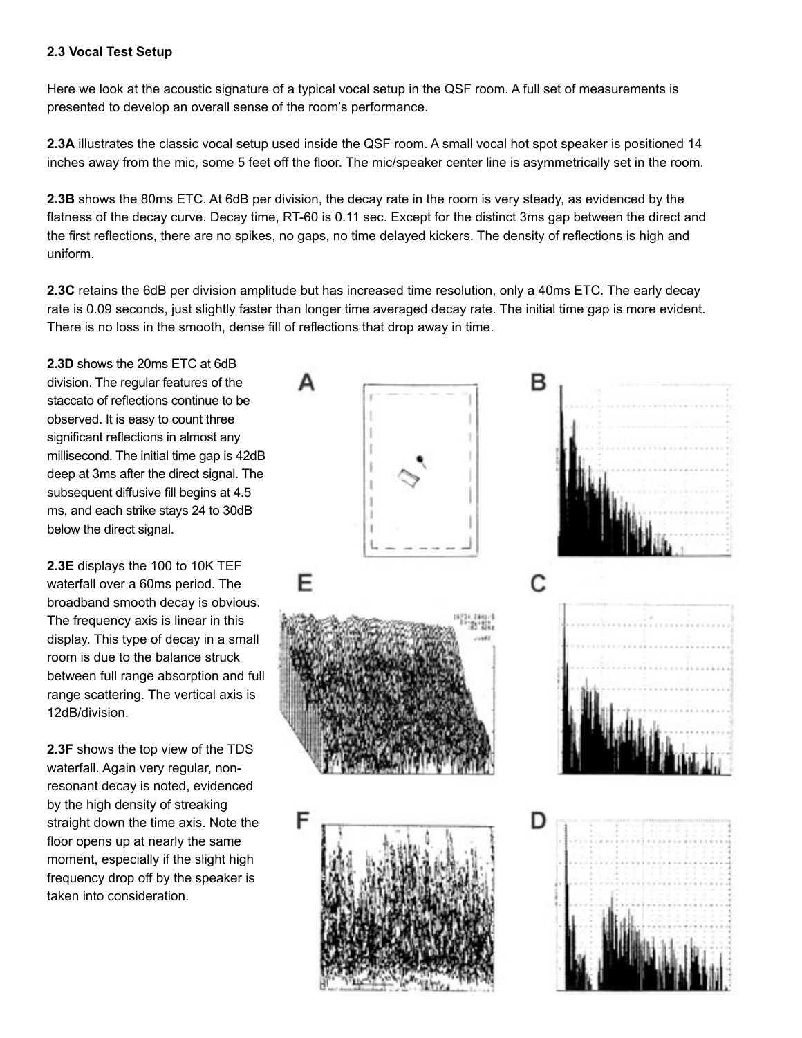### 2.3 Vocal Test Setup

Here we look at the acoustic signature of a typical vocal setup in the QSF room. A full set of measurements is presented to develop an overall sense of the room's performance.

**2.3A** illustrates the classic vocal setup used inside the QSF room. A small vocal hot spot speaker is positioned 14 inches away from the mic, some 5 feet off the floor. The mic/speaker center line is asymmetrically set in the room.

**2.3B** shows the 80ms ETC. At 6dB per division, the decay rate in the room is very steady, as evidenced by the flatness of the decay curve. Decay time, RT-60 is 0.11 sec. Except for the distinct 3ms gap between the direct and the first reflections, there are no spikes, no gaps, no time delayed kickers. The density of reflections is high and uniform.

**2.3C** retains the 6dB per division amplitude but has increased time resolution, only a 40ms ETC. The early decay rate is 0.09 seconds, just slightly faster than longer time averaged decay rate. The initial time gap is more evident. There is no loss in the smooth, dense fill of reflections that drop away in time.

**2.3D** shows the 20ms ETC at 6dB division. The regular features of the staccato of reflections continue to be observed. It is easy to count three significant reflections in almost any millisecond. The initial time gap is 42dB deep at 3ms after the direct signal. The subsequent diffusive fill begins at 4.5 ms, and each strike stays 24 to 30dB below the direct signal.

**2.3E** displays the 100 to 10K TEF waterfall over a 60ms period. The broadband smooth decay is obvious. The frequency axis is linear in this display. This type of decay in a small room is due to the balance struck between full range absorption and full range scattering. The vertical axis is 12dB/division.

**2.3F** shows the top view of the TDS waterfall. Again very regular, non-resonant decay is noted, evidenced by the high density of streaking straight down the time axis. Note the floor opens up at nearly the same moment, especially if the slight high frequency drop off by the speaker is taken into consideration.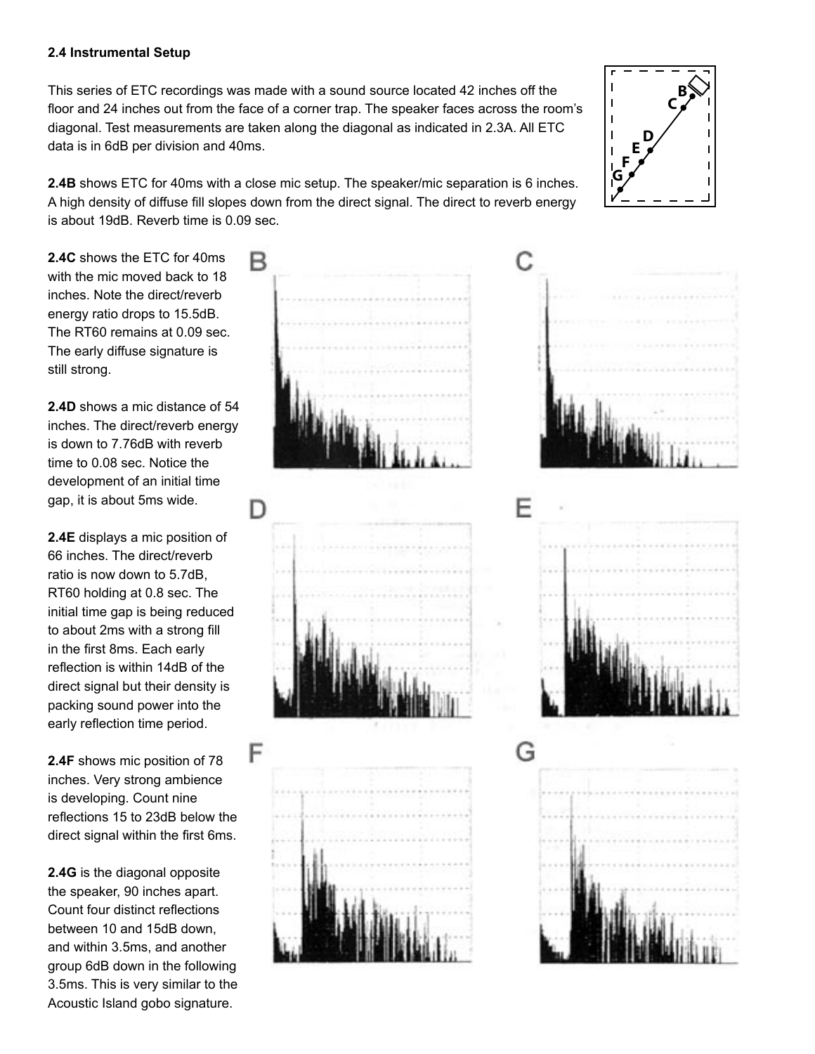### 2.4 Instrumental Setup

This series of ETC recordings was made with a sound source located 42 inches off the floor and 24 inches out from the face of a corner trap. The speaker faces across the room's diagonal. Test measurements are taken along the diagonal as indicated in 2.3A. All ETC data is in 6dB per division and 40ms.

**2.4B** shows ETC for 40ms with a close mic setup. The speaker/mic separation is 6 inches. A high density of diffuse fill slopes down from the direct signal. The direct to reverb energy is about 19dB. Reverb time is 0.09 sec.

**2.4C** shows the ETC for 40ms with the mic moved back to 18 inches. Note the direct/reverb energy ratio drops to 15.5dB. The RT60 remains at 0.09 sec. The early diffuse signature is still strong.

**2.4D** shows a mic distance of 54 inches. The direct/reverb energy is down to 7.76dB with reverb time to 0.08 sec. Notice the development of an initial time gap, it is about 5ms wide.

**2.4E** displays a mic position of 66 inches. The direct/reverb ratio is now down to 5.7dB, RT60 holding at 0.8 sec. The initial time gap is being reduced to about 2ms with a strong fill in the first 8ms. Each early reflection is within 14dB of the direct signal but their density is packing sound power into the early reflection time period.

**2.4F** shows mic position of 78 inches. Very strong ambience is developing. Count nine reflections 15 to 23dB below the direct signal within the first 6ms.

**2.4G** is the diagonal opposite the speaker, 90 inches apart. Count four distinct reflections between 10 and 15dB down, and within 3.5ms, and another group 6dB down in the following 3.5ms. This is very similar to the Acoustic Island gobo signature.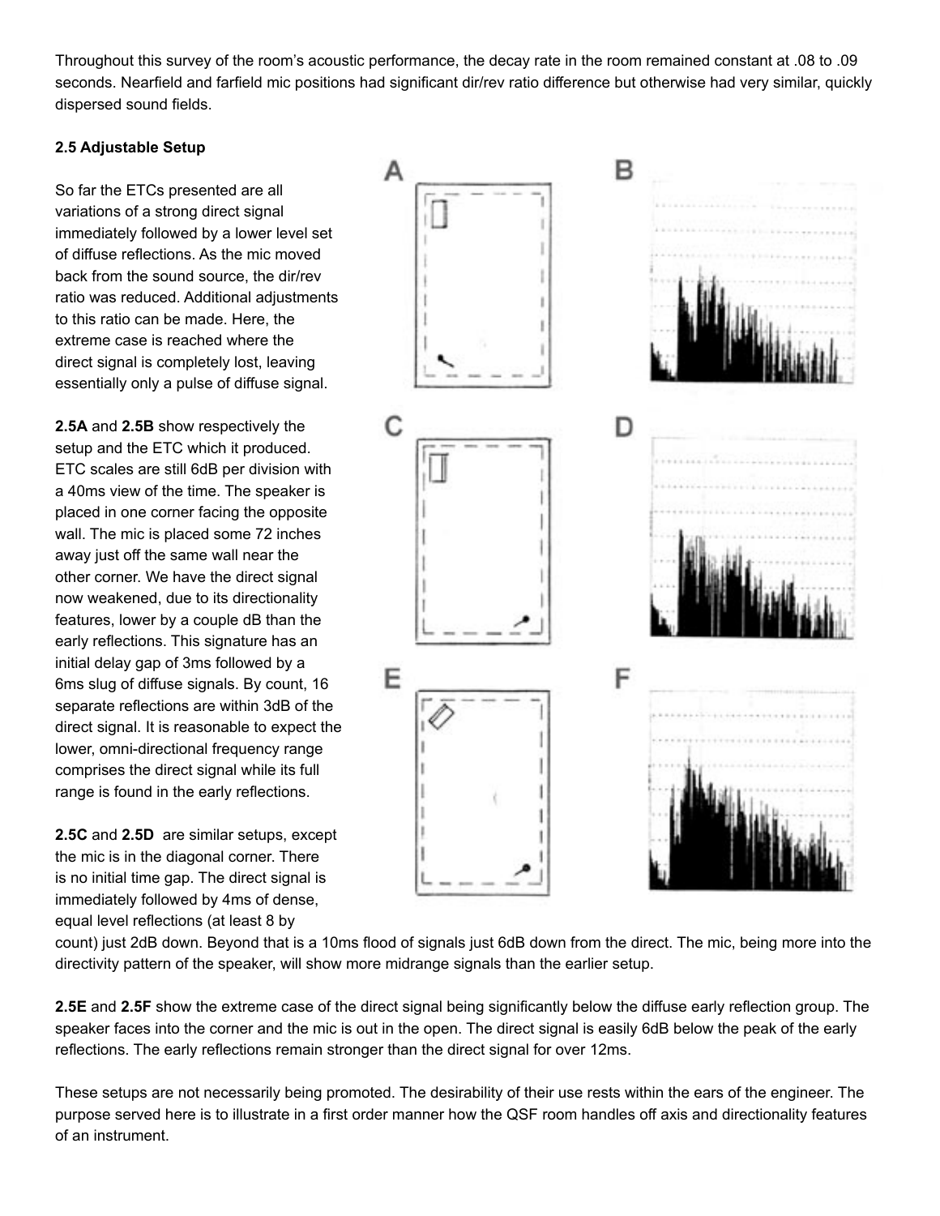Throughout this survey of the room's acoustic performance, the decay rate in the room remained constant at .08 to .09 seconds. Nearfield and farfield mic positions had significant dir/rev ratio difference but otherwise had very similar, quickly dispersed sound fields.

**2.5 Adjustable Setup**

So far the ETCs presented are all variations of a strong direct signal immediately followed by a lower level set of diffuse reflections. As the mic moved back from the sound source, the dir/rev ratio was reduced. Additional adjustments to this ratio can be made. Here, the extreme case is reached where the direct signal is completely lost, leaving essentially only a pulse of diffuse signal.

**2.5A** and **2.5B** show respectively the setup and the ETC which it produced. ETC scales are still 6dB per division with a 40ms view of the time. The speaker is placed in one corner facing the opposite wall. The mic is placed some 72 inches away just off the same wall near the other corner. We have the direct signal now weakened, due to its directionality features, lower by a couple dB than the early reflections. This signature has an initial delay gap of 3ms followed by a 6ms slug of diffuse signals. By count, 16 separate reflections are within 3dB of the direct signal. It is reasonable to expect the lower, omni-directional frequency range comprises the direct signal while its full range is found in the early reflections.

**2.5C** and **2.5D** are similar setups, except the mic is in the diagonal corner. There is no initial time gap. The direct signal is immediately followed by 4ms of dense, equal level reflections (at least 8 by count) just 2dB down. Beyond that is a 10ms flood of signals just 6dB down from the direct. The mic, being more into the directivity pattern of the speaker, will show more midrange signals than the earlier setup.

**2.5E** and **2.5F** show the extreme case of the direct signal being significantly below the diffuse early reflection group. The speaker faces into the corner and the mic is out in the open. The direct signal is easily 6dB below the peak of the early reflections. The early reflections remain stronger than the direct signal for over 12ms.

These setups are not necessarily being promoted. The desirability of their use rests within the ears of the engineer. The purpose served here is to illustrate in a first order manner how the QSF room handles off axis and directionality features of an instrument.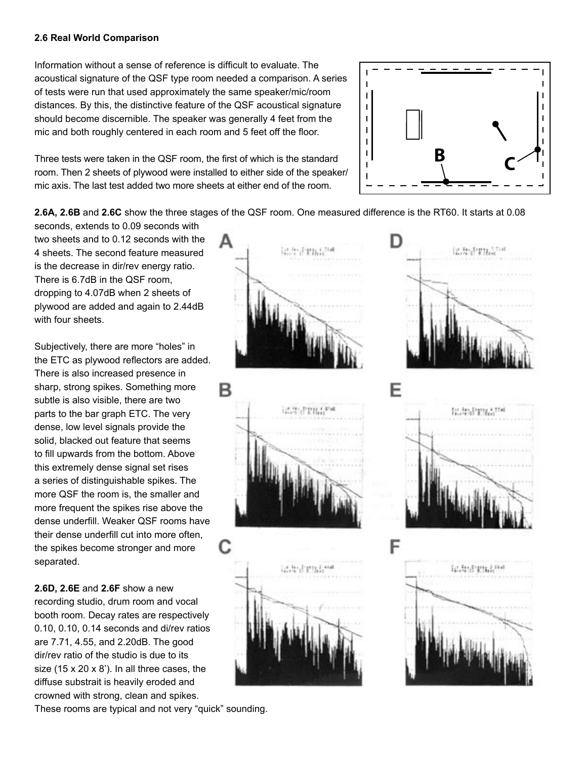### 2.6 Real World Comparison

Information without a sense of reference is difficult to evaluate. The acoustical signature of the QSF type room needed a comparison. A series of tests were run that used approximately the same speaker/mic/room distances. By this, the distinctive feature of the QSF acoustical signature should become discernible. The speaker was generally 4 feet from the mic and both roughly centered in each room and 5 feet off the floor.

Three tests were taken in the QSF room, the first of which is the standard room. Then 2 sheets of plywood were installed to either side of the speaker/mic axis. The last test added two more sheets at either end of the room.

**2.6A, 2.6B** and **2.6C** show the three stages of the QSF room. One measured difference is the RT60. It starts at 0.08 seconds, extends to 0.09 seconds with two sheets and to 0.12 seconds with the 4 sheets. The second feature measured is the decrease in dir/rev energy ratio. There is 6.7dB in the QSF room, dropping to 4.07dB when 2 sheets of plywood are added and again to 2.44dB with four sheets.

Subjectively, there are more "holes" in the ETC as plywood reflectors are added. There is also increased presence in sharp, strong spikes. Something more subtle is also visible, there are two parts to the bar graph ETC. The very dense, low level signals provide the solid, blacked out feature that seems to fill upwards from the bottom. Above this extremely dense signal set rises a series of distinguishable spikes. The more QSF the room is, the smaller and more frequent the spikes rise above the dense underfill. Weaker QSF rooms have their dense underfill cut into more often, the spikes become stronger and more separated.

**2.6D, 2.6E** and **2.6F** show a new recording studio, drum room and vocal booth room. Decay rates are respectively 0.10, 0.10, 0.14 seconds and di/rev ratios are 7.71, 4.55, and 2.20dB. The good dir/rev ratio of the studio is due to its size (15 x 20 x 8'). In all three cases, the diffuse substrait is heavily eroded and crowned with strong, clean and spikes. These rooms are typical and not very "quick" sounding.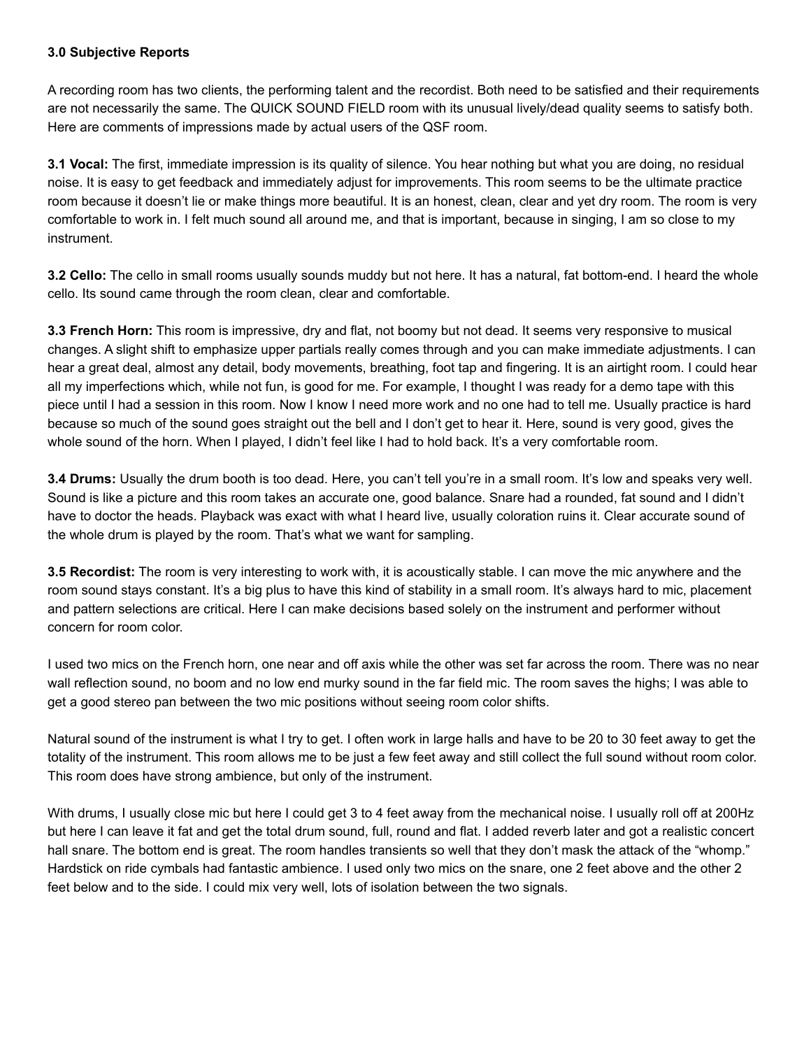### 3.0 Subjective Reports

A recording room has two clients, the performing talent and the recordist. Both need to be satisfied and their requirements are not necessarily the same. The QUICK SOUND FIELD room with its unusual lively/dead quality seems to satisfy both. Here are comments of impressions made by actual users of the QSF room.

**3.1 Vocal:** The first, immediate impression is its quality of silence. You hear nothing but what you are doing, no residual noise. It is easy to get feedback and immediately adjust for improvements. This room seems to be the ultimate practice room because it doesn't lie or make things more beautiful. It is an honest, clean, clear and yet dry room. The room is very comfortable to work in. I felt much sound all around me, and that is important, because in singing, I am so close to my instrument.

**3.2 Cello:** The cello in small rooms usually sounds muddy but not here. It has a natural, fat bottom-end. I heard the whole cello. Its sound came through the room clean, clear and comfortable.

**3.3 French Horn:** This room is impressive, dry and flat, not boomy but not dead. It seems very responsive to musical changes. A slight shift to emphasize upper partials really comes through and you can make immediate adjustments. I can hear a great deal, almost any detail, body movements, breathing, foot tap and fingering. It is an airtight room. I could hear all my imperfections which, while not fun, is good for me. For example, I thought I was ready for a demo tape with this piece until I had a session in this room. Now I know I need more work and no one had to tell me. Usually practice is hard because so much of the sound goes straight out the bell and I don't get to hear it. Here, sound is very good, gives the whole sound of the horn. When I played, I didn't feel like I had to hold back. It's a very comfortable room.

**3.4 Drums:** Usually the drum booth is too dead. Here, you can't tell you're in a small room. It's low and speaks very well. Sound is like a picture and this room takes an accurate one, good balance. Snare had a rounded, fat sound and I didn't have to doctor the heads. Playback was exact with what I heard live, usually coloration ruins it. Clear accurate sound of the whole drum is played by the room. That's what we want for sampling.

**3.5 Recordist:** The room is very interesting to work with, it is acoustically stable. I can move the mic anywhere and the room sound stays constant. It's a big plus to have this kind of stability in a small room. It's always hard to mic, placement and pattern selections are critical. Here I can make decisions based solely on the instrument and performer without concern for room color.

I used two mics on the French horn, one near and off axis while the other was set far across the room. There was no near wall reflection sound, no boom and no low end murky sound in the far field mic. The room saves the highs; I was able to get a good stereo pan between the two mic positions without seeing room color shifts.

Natural sound of the instrument is what I try to get. I often work in large halls and have to be 20 to 30 feet away to get the totality of the instrument. This room allows me to be just a few feet away and still collect the full sound without room color. This room does have strong ambience, but only of the instrument.

With drums, I usually close mic but here I could get 3 to 4 feet away from the mechanical noise. I usually roll off at 200Hz but here I can leave it fat and get the total drum sound, full, round and flat. I added reverb later and got a realistic concert hall snare. The bottom end is great. The room handles transients so well that they don't mask the attack of the "whomp." Hardstick on ride cymbals had fantastic ambience. I used only two mics on the snare, one 2 feet above and the other 2 feet below and to the side. I could mix very well, lots of isolation between the two signals.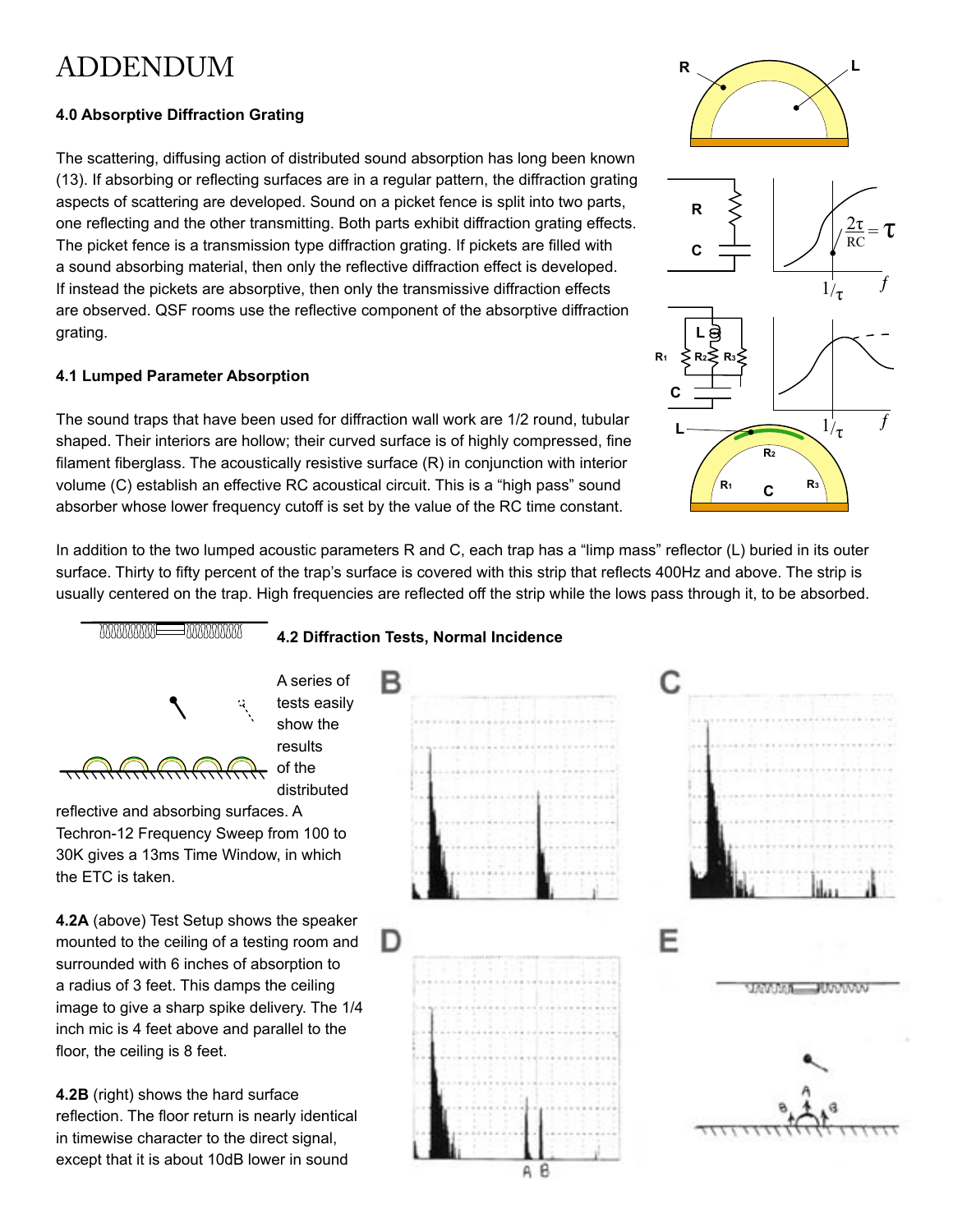# ADDENDUM

#### 4.0 Absorptive Diffraction Grating

The scattering, diffusing action of distributed sound absorption has long been known (13). If absorbing or reflecting surfaces are in a regular pattern, the diffraction grating aspects of scattering are developed. Sound on a picket fence is split into two parts, one reflecting and the other transmitting. Both parts exhibit diffraction grating effects. The picket fence is a transmission type diffraction grating. If pickets are filled with a sound absorbing material, then only the reflective diffraction effect is developed. If instead the pickets are absorptive, then only the transmissive diffraction effects are observed. QSF rooms use the reflective component of the absorptive diffraction grating.

#### 4.1 Lumped Parameter Absorption

The sound traps that have been used for diffraction wall work are 1/2 round, tubular shaped. Their interiors are hollow; their curved surface is of highly compressed, fine filament fiberglass. The acoustically resistive surface (R) in conjunction with interior volume (C) establish an effective RC acoustical circuit. This is a "high pass" sound absorber whose lower frequency cutoff is set by the value of the RC time constant.

$$\frac{2\tau}{RC} = \tau$$

In addition to the two lumped acoustic parameters R and C, each trap has a "limp mass" reflector (L) buried in its outer surface. Thirty to fifty percent of the trap's surface is covered with this strip that reflects 400Hz and above. The strip is usually centered on the trap. High frequencies are reflected off the strip while the lows pass through it, to be absorbed.

#### 4.2 Diffraction Tests, Normal Incidence

A series of tests easily show the results of the distributed reflective and absorbing surfaces. A Techron-12 Frequency Sweep from 100 to 30K gives a 13ms Time Window, in which the ETC is taken.

**4.2A** (above) Test Setup shows the speaker mounted to the ceiling of a testing room and surrounded with 6 inches of absorption to a radius of 3 feet. This damps the ceiling image to give a sharp spike delivery. The 1/4 inch mic is 4 feet above and parallel to the floor, the ceiling is 8 feet.

**4.2B** (right) shows the hard surface reflection. The floor return is nearly identical in timewise character to the direct signal, except that it is about 10dB lower in sound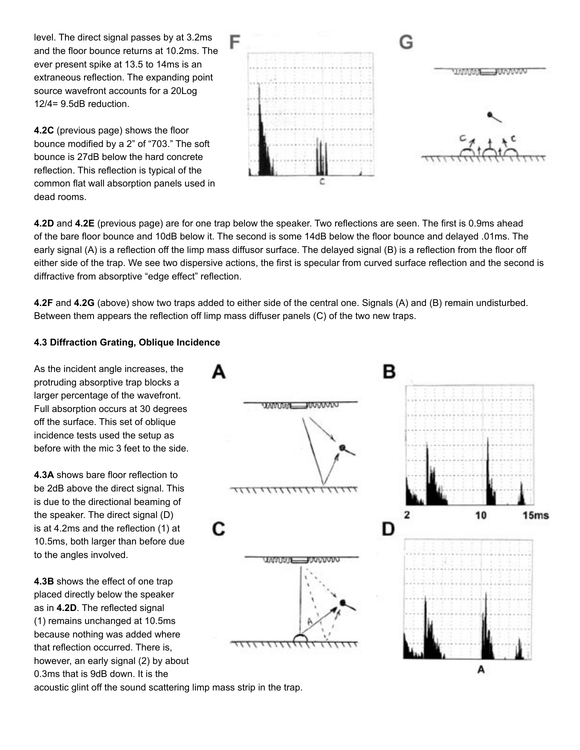level. The direct signal passes by at 3.2ms and the floor bounce returns at 10.2ms. The ever present spike at 13.5 to 14ms is an extraneous reflection. The expanding point source wavefront accounts for a 20Log 12/4= 9.5dB reduction.

**4.2C** (previous page) shows the floor bounce modified by a 2" of "703." The soft bounce is 27dB below the hard concrete reflection. This reflection is typical of the common flat wall absorption panels used in dead rooms.

**4.2D** and **4.2E** (previous page) are for one trap below the speaker. Two reflections are seen. The first is 0.9ms ahead of the bare floor bounce and 10dB below it. The second is some 14dB below the floor bounce and delayed .01ms. The early signal (A) is a reflection off the limp mass diffusor surface. The delayed signal (B) is a reflection from the floor off either side of the trap. We see two dispersive actions, the first is specular from curved surface reflection and the second is diffractive from absorptive "edge effect" reflection.

**4.2F** and **4.2G** (above) show two traps added to either side of the central one. Signals (A) and (B) remain undisturbed. Between them appears the reflection off limp mass diffuser panels (C) of the two new traps.

**4.3 Diffraction Grating, Oblique Incidence**

As the incident angle increases, the protruding absorptive trap blocks a larger percentage of the wavefront. Full absorption occurs at 30 degrees off the surface. This set of oblique incidence tests used the setup as before with the mic 3 feet to the side.

**4.3A** shows bare floor reflection to be 2dB above the direct signal. This is due to the directional beaming of the speaker. The direct signal (D) is at 4.2ms and the reflection (1) at 10.5ms, both larger than before due to the angles involved.

**4.3B** shows the effect of one trap placed directly below the speaker as in **4.2D**. The reflected signal (1) remains unchanged at 10.5ms because nothing was added where that reflection occurred. There is, however, an early signal (2) by about 0.3ms that is 9dB down. It is the acoustic glint off the sound scattering limp mass strip in the trap.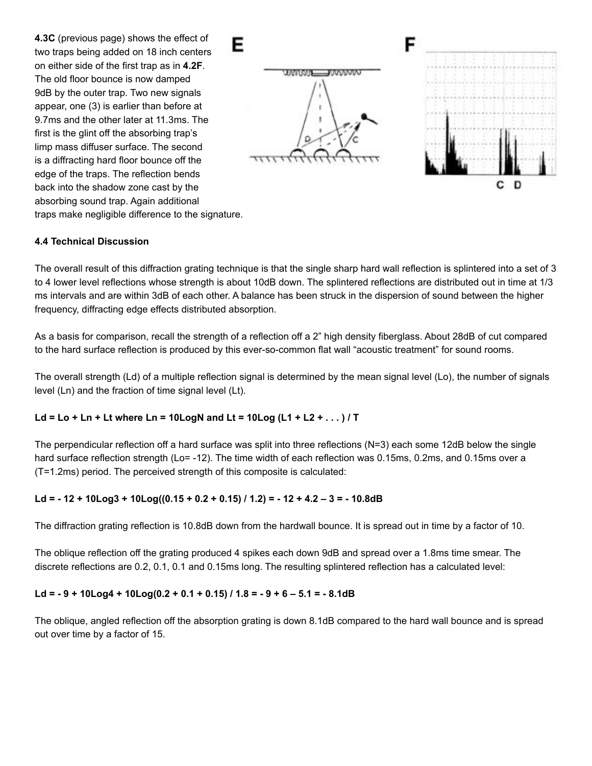**4.3C** (previous page) shows the effect of two traps being added on 18 inch centers on either side of the first trap as in **4.2F**. The old floor bounce is now damped 9dB by the outer trap. Two new signals appear, one (3) is earlier than before at 9.7ms and the other later at 11.3ms. The first is the glint off the absorbing trap's limp mass diffuser surface. The second is a diffracting hard floor bounce off the edge of the traps. The reflection bends back into the shadow zone cast by the absorbing sound trap. Again additional traps make negligible difference to the signature.

**E**

**F**

C D

#### 4.4 Technical Discussion

The overall result of this diffraction grating technique is that the single sharp hard wall reflection is splintered into a set of 3 to 4 lower level reflections whose strength is about 10dB down. The splintered reflections are distributed out in time at 1/3 ms intervals and are within 3dB of each other. A balance has been struck in the dispersion of sound between the higher frequency, diffracting edge effects distributed absorption.

As a basis for comparison, recall the strength of a reflection off a 2" high density fiberglass. About 28dB of cut compared to the hard surface reflection is produced by this ever-so-common flat wall "acoustic treatment" for sound rooms.

The overall strength (Ld) of a multiple reflection signal is determined by the mean signal level (Lo), the number of signals level (Ln) and the fraction of time signal level (Lt).

**Ld = Lo + Ln + Lt where Ln = 10LogN and Lt = 10Log (L1 + L2 + . . . ) / T**

The perpendicular reflection off a hard surface was split into three reflections (N=3) each some 12dB below the single hard surface reflection strength (Lo= -12). The time width of each reflection was 0.15ms, 0.2ms, and 0.15ms over a (T=1.2ms) period. The perceived strength of this composite is calculated:

**Ld = - 12 + 10Log3 + 10Log((0.15 + 0.2 + 0.15) / 1.2) = - 12 + 4.2 – 3 = - 10.8dB**

The diffraction grating reflection is 10.8dB down from the hardwall bounce. It is spread out in time by a factor of 10.

The oblique reflection off the grating produced 4 spikes each down 9dB and spread over a 1.8ms time smear. The discrete reflections are 0.2, 0.1, 0.1 and 0.15ms long. The resulting splintered reflection has a calculated level:

**Ld = - 9 + 10Log4 + 10Log(0.2 + 0.1 + 0.15) / 1.8 = - 9 + 6 – 5.1 = - 8.1dB**

The oblique, angled reflection off the absorption grating is down 8.1dB compared to the hard wall bounce and is spread out over time by a factor of 15.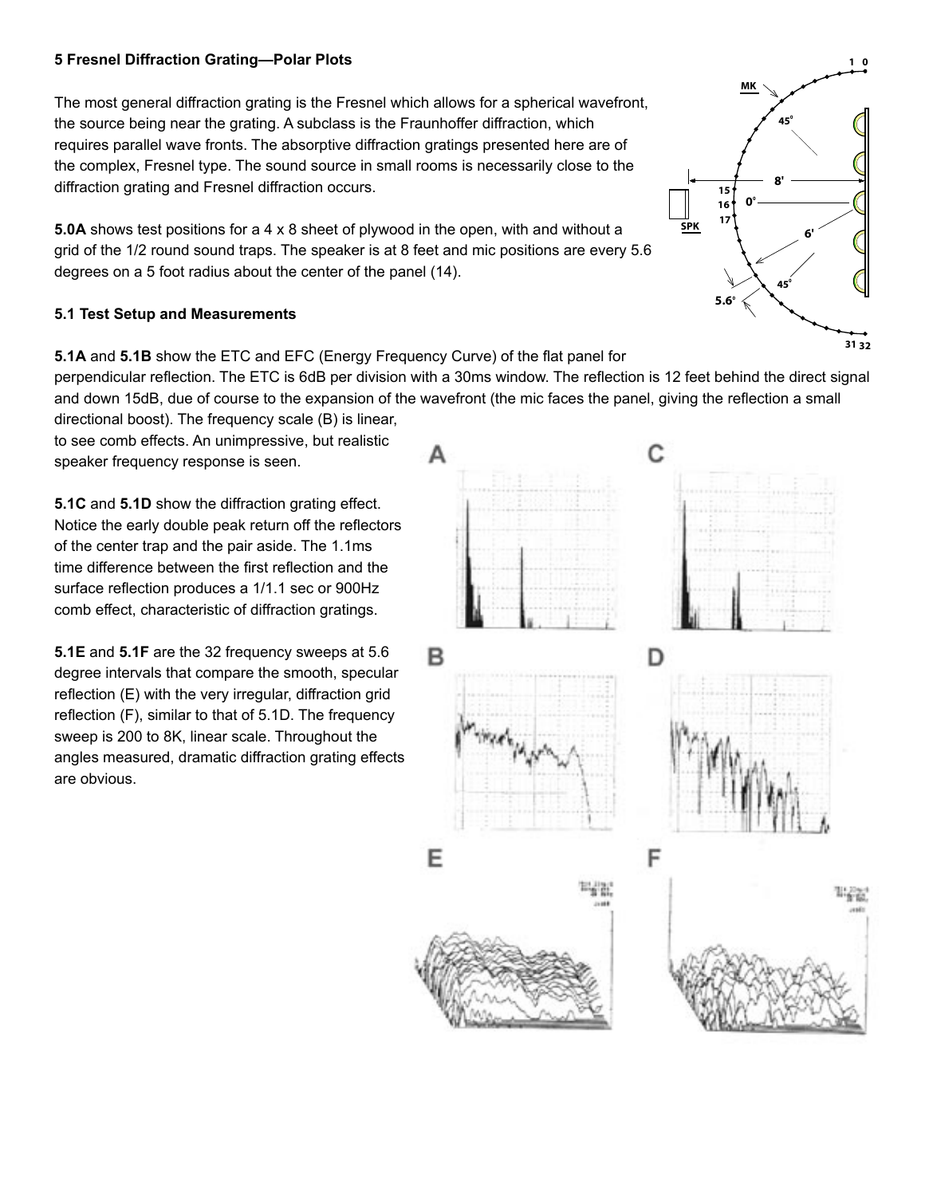## 5 Fresnel Diffraction Grating—Polar Plots

The most general diffraction grating is the Fresnel which allows for a spherical wavefront, the source being near the grating. A subclass is the Fraunhoffer diffraction, which requires parallel wave fronts. The absorptive diffraction gratings presented here are of the complex, Fresnel type. The sound source in small rooms is necessarily close to the diffraction grating and Fresnel diffraction occurs.

**5.0A** shows test positions for a 4 x 8 sheet of plywood in the open, with and without a grid of the 1/2 round sound traps. The speaker is at 8 feet and mic positions are every 5.6 degrees on a 5 foot radius about the center of the panel (14).

### 5.1 Test Setup and Measurements

**5.1A** and **5.1B** show the ETC and EFC (Energy Frequency Curve) of the flat panel for perpendicular reflection. The ETC is 6dB per division with a 30ms window. The reflection is 12 feet behind the direct signal and down 15dB, due of course to the expansion of the wavefront (the mic faces the panel, giving the reflection a small directional boost). The frequency scale (B) is linear, to see comb effects. An unimpressive, but realistic speaker frequency response is seen.

**5.1C** and **5.1D** show the diffraction grating effect. Notice the early double peak return off the reflectors of the center trap and the pair aside. The 1.1ms time difference between the first reflection and the surface reflection produces a 1/1.1 sec or 900Hz comb effect, characteristic of diffraction gratings.

**5.1E** and **5.1F** are the 32 frequency sweeps at 5.6 degree intervals that compare the smooth, specular reflection (E) with the very irregular, diffraction grid reflection (F), similar to that of 5.1D. The frequency sweep is 200 to 8K, linear scale. Throughout the angles measured, dramatic diffraction grating effects are obvious.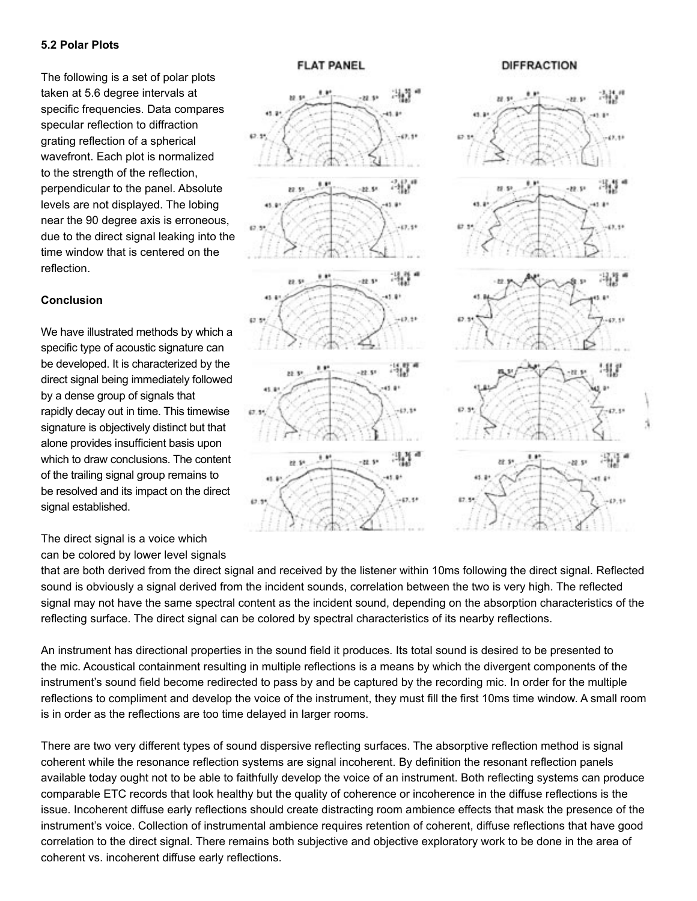### 5.2 Polar Plots

The following is a set of polar plots taken at 5.6 degree intervals at specific frequencies. Data compares specular reflection to diffraction grating reflection of a spherical wavefront. Each plot is normalized to the strength of the reflection, perpendicular to the panel. Absolute levels are not displayed. The lobing near the 90 degree axis is erroneous, due to the direct signal leaking into the time window that is centered on the reflection.

### Conclusion

We have illustrated methods by which a specific type of acoustic signature can be developed. It is characterized by the direct signal being immediately followed by a dense group of signals that rapidly decay out in time. This timewise signature is objectively distinct but that alone provides insufficient basis upon which to draw conclusions. The content of the trailing signal group remains to be resolved and its impact on the direct signal established.

The direct signal is a voice which can be colored by lower level signals that are both derived from the direct signal and received by the listener within 10ms following the direct signal. Reflected sound is obviously a signal derived from the incident sounds, correlation between the two is very high. The reflected signal may not have the same spectral content as the incident sound, depending on the absorption characteristics of the reflecting surface. The direct signal can be colored by spectral characteristics of its nearby reflections.

An instrument has directional properties in the sound field it produces. Its total sound is desired to be presented to the mic. Acoustical containment resulting in multiple reflections is a means by which the divergent components of the instrument's sound field become redirected to pass by and be captured by the recording mic. In order for the multiple reflections to compliment and develop the voice of the instrument, they must fill the first 10ms time window. A small room is in order as the reflections are too time delayed in larger rooms.

There are two very different types of sound dispersive reflecting surfaces. The absorptive reflection method is signal coherent while the resonance reflection systems are signal incoherent. By definition the resonant reflection panels available today ought not to be able to faithfully develop the voice of an instrument. Both reflecting systems can produce comparable ETC records that look healthy but the quality of coherence or incoherence in the diffuse reflections is the issue. Incoherent diffuse early reflections should create distracting room ambience effects that mask the presence of the instrument's voice. Collection of instrumental ambience requires retention of coherent, diffuse reflections that have good correlation to the direct signal. There remains both subjective and objective exploratory work to be done in the area of coherent vs. incoherent diffuse early reflections.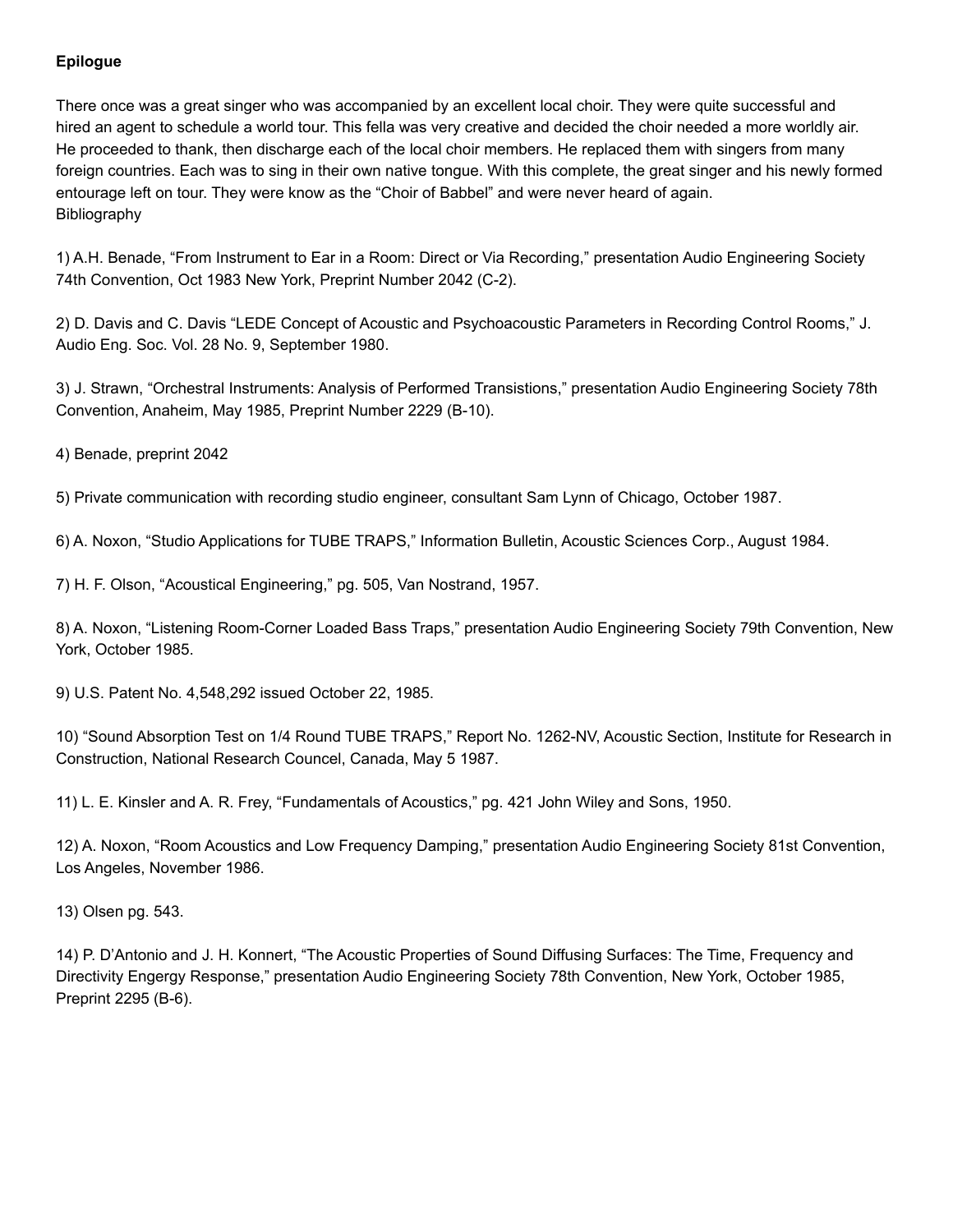**Epilogue**

There once was a great singer who was accompanied by an excellent local choir. They were quite successful and hired an agent to schedule a world tour. This fella was very creative and decided the choir needed a more worldly air. He proceeded to thank, then discharge each of the local choir members. He replaced them with singers from many foreign countries. Each was to sing in their own native tongue. With this complete, the great singer and his newly formed entourage left on tour. They were know as the "Choir of Babbel" and were never heard of again.
Bibliography

1) A.H. Benade, "From Instrument to Ear in a Room: Direct or Via Recording," presentation Audio Engineering Society 74th Convention, Oct 1983 New York, Preprint Number 2042 (C-2).

2) D. Davis and C. Davis "LEDE Concept of Acoustic and Psychoacoustic Parameters in Recording Control Rooms," J. Audio Eng. Soc. Vol. 28 No. 9, September 1980.

3) J. Strawn, "Orchestral Instruments: Analysis of Performed Transistions," presentation Audio Engineering Society 78th Convention, Anaheim, May 1985, Preprint Number 2229 (B-10).

4) Benade, preprint 2042

5) Private communication with recording studio engineer, consultant Sam Lynn of Chicago, October 1987.

6) A. Noxon, "Studio Applications for TUBE TRAPS," Information Bulletin, Acoustic Sciences Corp., August 1984.

7) H. F. Olson, "Acoustical Engineering," pg. 505, Van Nostrand, 1957.

8) A. Noxon, "Listening Room-Corner Loaded Bass Traps," presentation Audio Engineering Society 79th Convention, New York, October 1985.

9) U.S. Patent No. 4,548,292 issued October 22, 1985.

10) "Sound Absorption Test on 1/4 Round TUBE TRAPS," Report No. 1262-NV, Acoustic Section, Institute for Research in Construction, National Research Councel, Canada, May 5 1987.

11) L. E. Kinsler and A. R. Frey, "Fundamentals of Acoustics," pg. 421 John Wiley and Sons, 1950.

12) A. Noxon, "Room Acoustics and Low Frequency Damping," presentation Audio Engineering Society 81st Convention, Los Angeles, November 1986.

13) Olsen pg. 543.

14) P. D'Antonio and J. H. Konnert, "The Acoustic Properties of Sound Diffusing Surfaces: The Time, Frequency and Directivity Engergy Response," presentation Audio Engineering Society 78th Convention, New York, October 1985, Preprint 2295 (B-6).